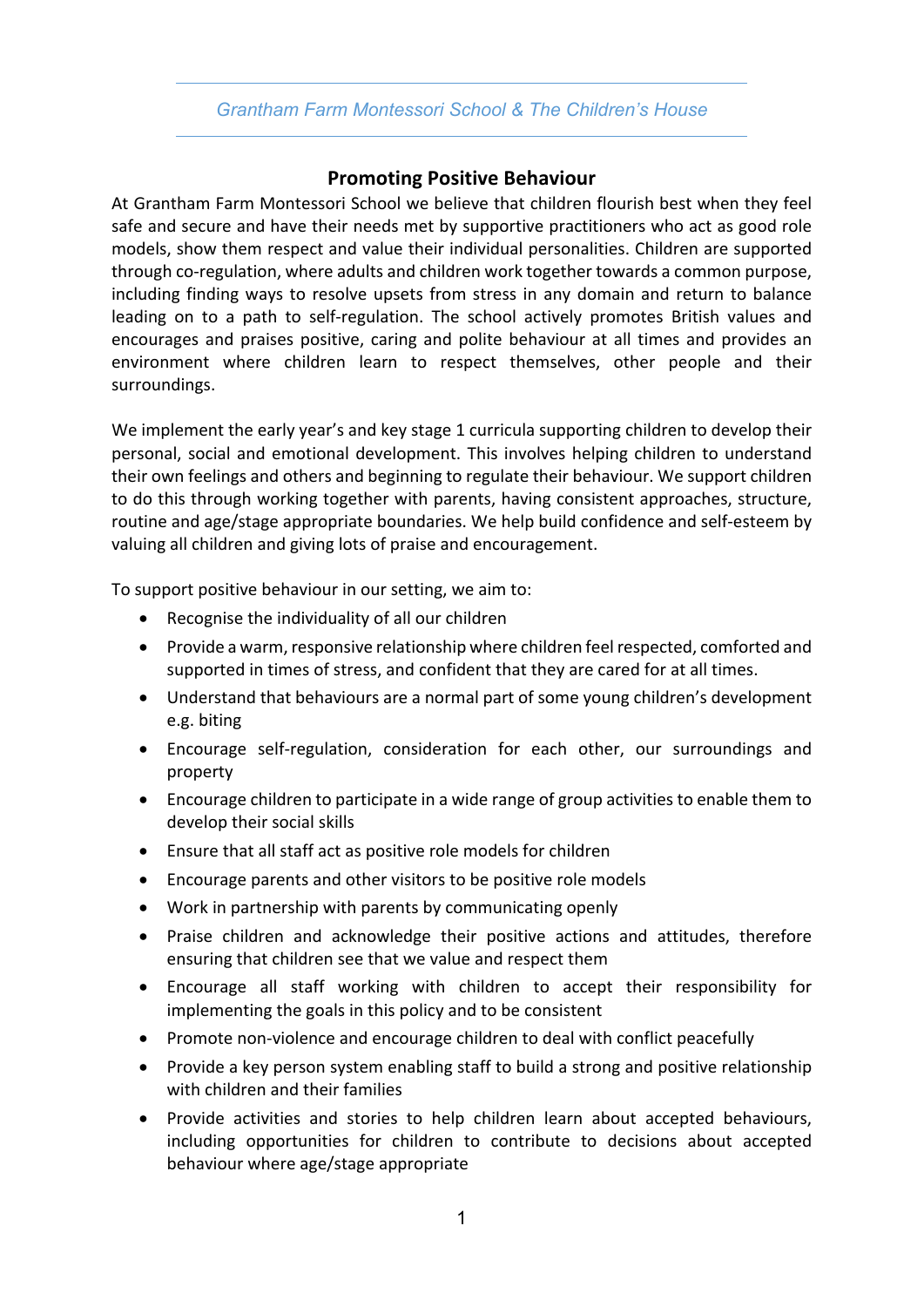Grantham Farm Montessori School & The Children's House

## Promoting Positive Behaviour

At Grantham Farm Montessori School we believe that children flourish best when they feel safe and secure and have their needs met by supportive practitioners who act as good role models, show them respect and value their individual personalities. Children are supported through co-regulation, where adults and children work together towards a common purpose, including finding ways to resolve upsets from stress in any domain and return to balance leading on to a path to self-regulation. The school actively promotes British values and encourages and praises positive, caring and polite behaviour at all times and provides an environment where children learn to respect themselves, other people and their surroundings.

We implement the early year's and key stage 1 curricula supporting children to develop their personal, social and emotional development. This involves helping children to understand their own feelings and others and beginning to regulate their behaviour. We support children to do this through working together with parents, having consistent approaches, structure, routine and age/stage appropriate boundaries. We help build confidence and self-esteem by valuing all children and giving lots of praise and encouragement.

To support positive behaviour in our setting, we aim to:

- Recognise the individuality of all our children
- Provide a warm, responsive relationship where children feel respected, comforted and supported in times of stress, and confident that they are cared for at all times.
- Understand that behaviours are a normal part of some young children's development e.g. biting
- Encourage self-regulation, consideration for each other, our surroundings and property
- Encourage children to participate in a wide range of group activities to enable them to develop their social skills
- Ensure that all staff act as positive role models for children
- Encourage parents and other visitors to be positive role models
- Work in partnership with parents by communicating openly
- Praise children and acknowledge their positive actions and attitudes, therefore ensuring that children see that we value and respect them
- Encourage all staff working with children to accept their responsibility for implementing the goals in this policy and to be consistent
- Promote non-violence and encourage children to deal with conflict peacefully
- Provide a key person system enabling staff to build a strong and positive relationship with children and their families
- Provide activities and stories to help children learn about accepted behaviours, including opportunities for children to contribute to decisions about accepted behaviour where age/stage appropriate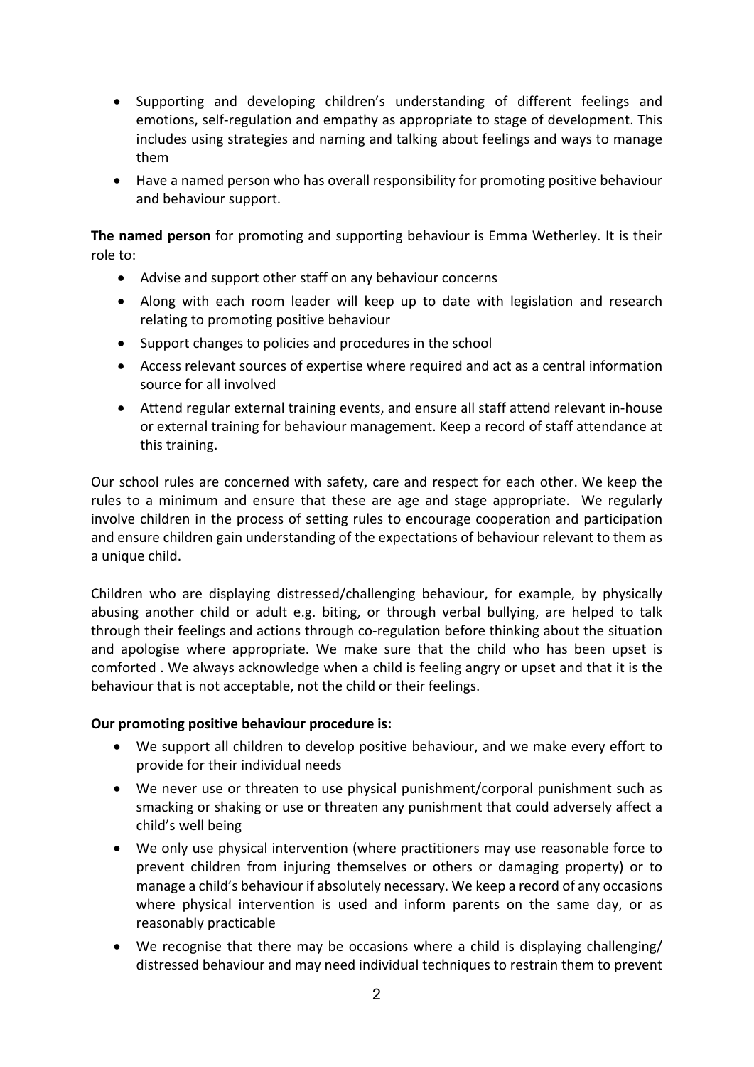- Supporting and developing children's understanding of different feelings and emotions, self-regulation and empathy as appropriate to stage of development. This includes using strategies and naming and talking about feelings and ways to manage them
- Have a named person who has overall responsibility for promoting positive behaviour and behaviour support.

**The named person** for promoting and supporting behaviour is Emma Wetherley. It is their role to:

- Advise and support other staff on any behaviour concerns
- Along with each room leader will keep up to date with legislation and research relating to promoting positive behaviour
- Support changes to policies and procedures in the school
- Access relevant sources of expertise where required and act as a central information source for all involved
- Attend regular external training events, and ensure all staff attend relevant in-house or external training for behaviour management. Keep a record of staff attendance at this training.

Our school rules are concerned with safety, care and respect for each other. We keep the rules to a minimum and ensure that these are age and stage appropriate. We regularly involve children in the process of setting rules to encourage cooperation and participation and ensure children gain understanding of the expectations of behaviour relevant to them as a unique child.

Children who are displaying distressed/challenging behaviour, for example, by physically abusing another child or adult e.g. biting, or through verbal bullying, are helped to talk through their feelings and actions through co-regulation before thinking about the situation and apologise where appropriate. We make sure that the child who has been upset is comforted . We always acknowledge when a child is feeling angry or upset and that it is the behaviour that is not acceptable, not the child or their feelings.

**Our promoting positive behaviour procedure is:**

- We support all children to develop positive behaviour, and we make every effort to provide for their individual needs
- We never use or threaten to use physical punishment/corporal punishment such as smacking or shaking or use or threaten any punishment that could adversely affect a child's well being
- We only use physical intervention (where practitioners may use reasonable force to prevent children from injuring themselves or others or damaging property) or to manage a child's behaviour if absolutely necessary. We keep a record of any occasions where physical intervention is used and inform parents on the same day, or as reasonably practicable
- We recognise that there may be occasions where a child is displaying challenging/ distressed behaviour and may need individual techniques to restrain them to prevent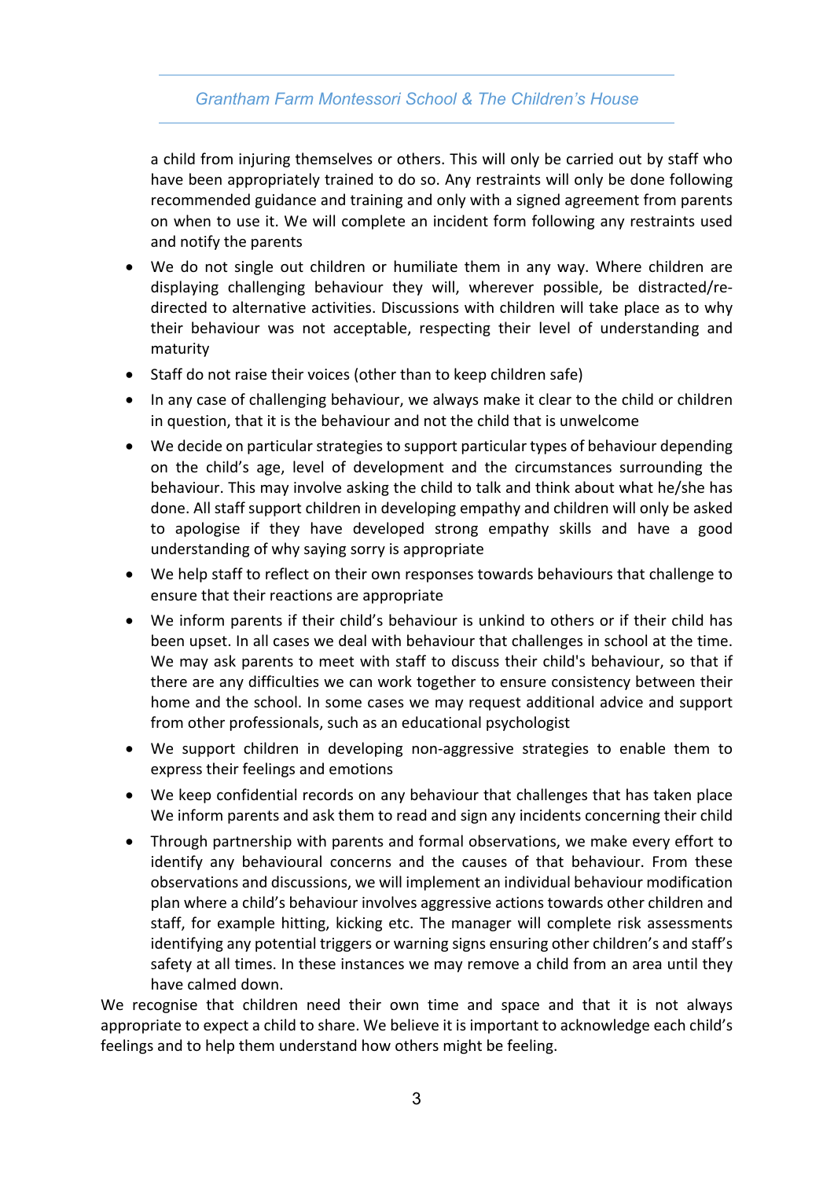a child from injuring themselves or others. This will only be carried out by staff who have been appropriately trained to do so. Any restraints will only be done following recommended guidance and training and only with a signed agreement from parents on when to use it. We will complete an incident form following any restraints used and notify the parents

- We do not single out children or humiliate them in any way. Where children are displaying challenging behaviour they will, wherever possible, be distracted/re-directed to alternative activities. Discussions with children will take place as to why their behaviour was not acceptable, respecting their level of understanding and maturity
- Staff do not raise their voices (other than to keep children safe)
- In any case of challenging behaviour, we always make it clear to the child or children in question, that it is the behaviour and not the child that is unwelcome
- We decide on particular strategies to support particular types of behaviour depending on the child's age, level of development and the circumstances surrounding the behaviour. This may involve asking the child to talk and think about what he/she has done. All staff support children in developing empathy and children will only be asked to apologise if they have developed strong empathy skills and have a good understanding of why saying sorry is appropriate
- We help staff to reflect on their own responses towards behaviours that challenge to ensure that their reactions are appropriate
- We inform parents if their child's behaviour is unkind to others or if their child has been upset. In all cases we deal with behaviour that challenges in school at the time. We may ask parents to meet with staff to discuss their child's behaviour, so that if there are any difficulties we can work together to ensure consistency between their home and the school. In some cases we may request additional advice and support from other professionals, such as an educational psychologist
- We support children in developing non-aggressive strategies to enable them to express their feelings and emotions
- We keep confidential records on any behaviour that challenges that has taken place We inform parents and ask them to read and sign any incidents concerning their child
- Through partnership with parents and formal observations, we make every effort to identify any behavioural concerns and the causes of that behaviour. From these observations and discussions, we will implement an individual behaviour modification plan where a child's behaviour involves aggressive actions towards other children and staff, for example hitting, kicking etc. The manager will complete risk assessments identifying any potential triggers or warning signs ensuring other children's and staff's safety at all times. In these instances we may remove a child from an area until they have calmed down.

We recognise that children need their own time and space and that it is not always appropriate to expect a child to share. We believe it is important to acknowledge each child's feelings and to help them understand how others might be feeling.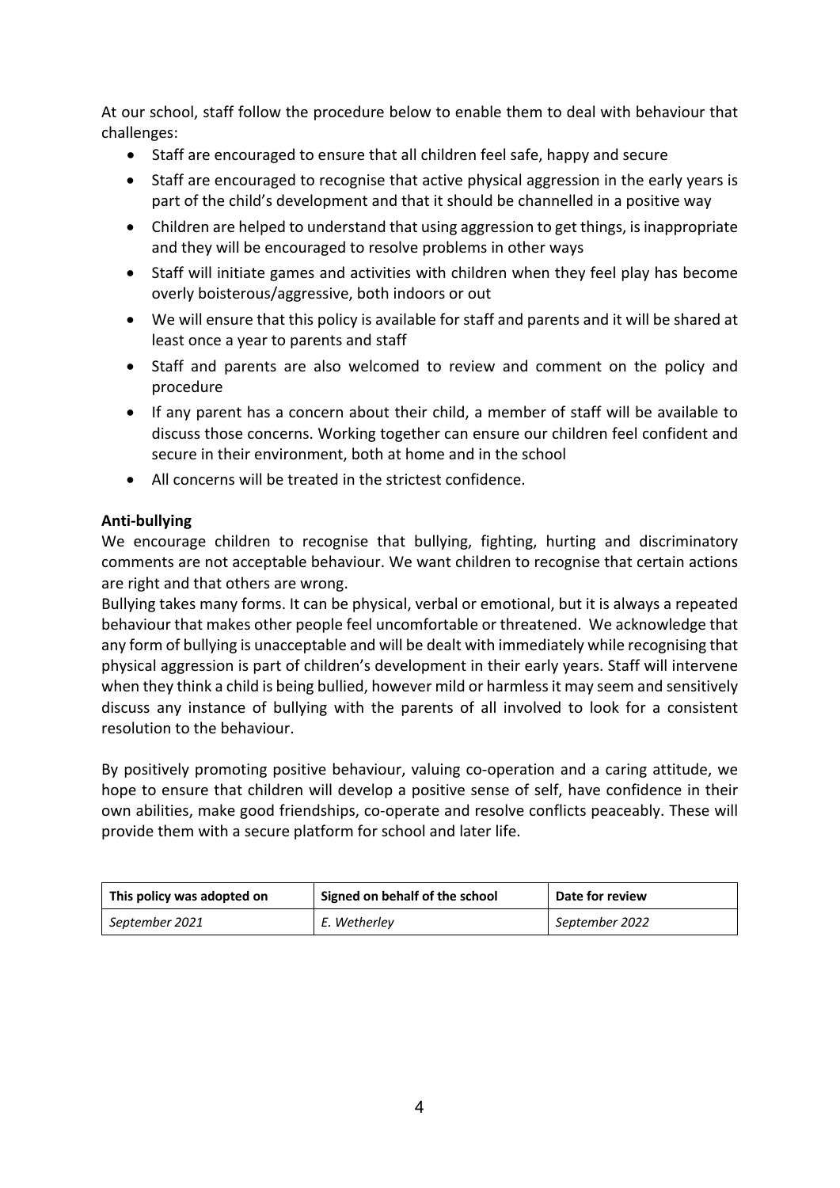At our school, staff follow the procedure below to enable them to deal with behaviour that challenges:

- Staff are encouraged to ensure that all children feel safe, happy and secure
- Staff are encouraged to recognise that active physical aggression in the early years is part of the child's development and that it should be channelled in a positive way
- Children are helped to understand that using aggression to get things, is inappropriate and they will be encouraged to resolve problems in other ways
- Staff will initiate games and activities with children when they feel play has become overly boisterous/aggressive, both indoors or out
- We will ensure that this policy is available for staff and parents and it will be shared at least once a year to parents and staff
- Staff and parents are also welcomed to review and comment on the policy and procedure
- If any parent has a concern about their child, a member of staff will be available to discuss those concerns. Working together can ensure our children feel confident and secure in their environment, both at home and in the school
- All concerns will be treated in the strictest confidence.

**Anti-bullying**

We encourage children to recognise that bullying, fighting, hurting and discriminatory comments are not acceptable behaviour. We want children to recognise that certain actions are right and that others are wrong.

Bullying takes many forms. It can be physical, verbal or emotional, but it is always a repeated behaviour that makes other people feel uncomfortable or threatened. We acknowledge that any form of bullying is unacceptable and will be dealt with immediately while recognising that physical aggression is part of children's development in their early years. Staff will intervene when they think a child is being bullied, however mild or harmless it may seem and sensitively discuss any instance of bullying with the parents of all involved to look for a consistent resolution to the behaviour.

By positively promoting positive behaviour, valuing co-operation and a caring attitude, we hope to ensure that children will develop a positive sense of self, have confidence in their own abilities, make good friendships, co-operate and resolve conflicts peaceably. These will provide them with a secure platform for school and later life.

| This policy was adopted on | Signed on behalf of the school | Date for review |
|---|---|---|
| *September 2021* | *E. Wetherley* | *September 2022* |